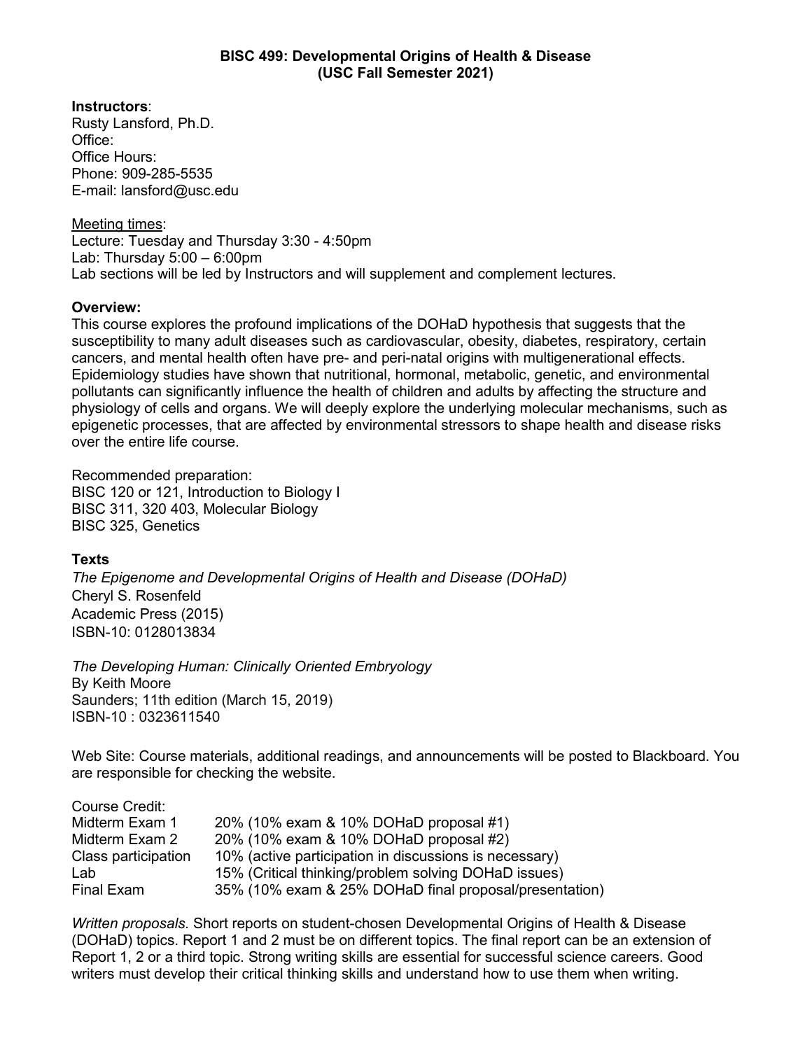# BISC 499: Developmental Origins of Health & Disease (USC Fall Semester 2021)

**Instructors**:
Rusty Lansford, Ph.D.
Office:
Office Hours:
Phone: 909-285-5535
E-mail: lansford@usc.edu

Meeting times:
Lecture: Tuesday and Thursday 3:30 - 4:50pm
Lab: Thursday 5:00 – 6:00pm
Lab sections will be led by Instructors and will supplement and complement lectures.

**Overview:**
This course explores the profound implications of the DOHaD hypothesis that suggests that the susceptibility to many adult diseases such as cardiovascular, obesity, diabetes, respiratory, certain cancers, and mental health often have pre- and peri-natal origins with multigenerational effects. Epidemiology studies have shown that nutritional, hormonal, metabolic, genetic, and environmental pollutants can significantly influence the health of children and adults by affecting the structure and physiology of cells and organs. We will deeply explore the underlying molecular mechanisms, such as epigenetic processes, that are affected by environmental stressors to shape health and disease risks over the entire life course.

Recommended preparation:
BISC 120 or 121, Introduction to Biology I
BISC 311, 320 403, Molecular Biology
BISC 325, Genetics

**Texts**

*The Epigenome and Developmental Origins of Health and Disease (DOHaD)*
Cheryl S. Rosenfeld
Academic Press (2015)
ISBN-10: 0128013834

*The Developing Human: Clinically Oriented Embryology*
By Keith Moore
Saunders; 11th edition (March 15, 2019)
ISBN-10 : 0323611540

Web Site: Course materials, additional readings, and announcements will be posted to Blackboard. You are responsible for checking the website.

Course Credit:

| | |
|---|---|
| Midterm Exam 1 | 20% (10% exam & 10% DOHaD proposal #1) |
| Midterm Exam 2 | 20% (10% exam & 10% DOHaD proposal #2) |
| Class participation | 10% (active participation in discussions is necessary) |
| Lab | 15% (Critical thinking/problem solving DOHaD issues) |
| Final Exam | 35% (10% exam & 25% DOHaD final proposal/presentation) |

*Written proposals.* Short reports on student-chosen Developmental Origins of Health & Disease (DOHaD) topics. Report 1 and 2 must be on different topics. The final report can be an extension of Report 1, 2 or a third topic. Strong writing skills are essential for successful science careers. Good writers must develop their critical thinking skills and understand how to use them when writing.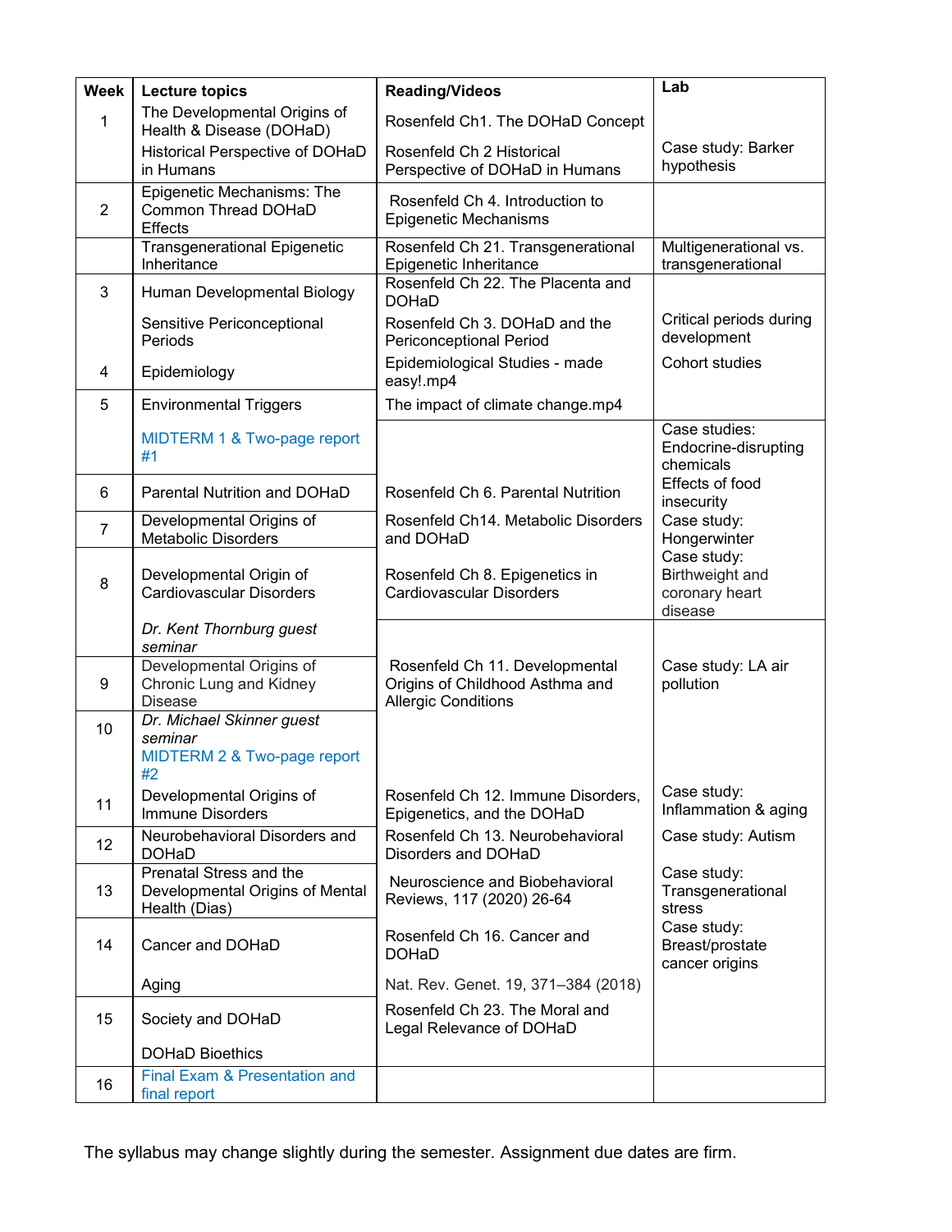| Week | Lecture topics | Reading/Videos | Lab |
|---|---|---|---|
| 1 | The Developmental Origins of Health & Disease (DOHaD)<br>Historical Perspective of DOHaD in Humans | Rosenfeld Ch1. The DOHaD Concept<br>Rosenfeld Ch 2 Historical Perspective of DOHaD in Humans | Case study: Barker hypothesis |
| 2 | Epigenetic Mechanisms: The Common Thread DOHaD Effects | Rosenfeld Ch 4. Introduction to Epigenetic Mechanisms | |
| | Transgenerational Epigenetic Inheritance | Rosenfeld Ch 21. Transgenerational Epigenetic Inheritance | Multigenerational vs. transgenerational |
| 3 | Human Developmental Biology<br>Sensitive Periconceptional Periods | Rosenfeld Ch 22. The Placenta and DOHaD<br>Rosenfeld Ch 3. DOHaD and the Periconceptional Period | Critical periods during development |
| 4 | Epidemiology | Epidemiological Studies - made easy!.mp4 | Cohort studies |
| 5 | Environmental Triggers<br>MIDTERM 1 & Two-page report #1 | The impact of climate change.mp4 | Case studies: Endocrine-disrupting chemicals |
| 6 | Parental Nutrition and DOHaD | Rosenfeld Ch 6. Parental Nutrition | Effects of food insecurity |
| 7 | Developmental Origins of Metabolic Disorders | Rosenfeld Ch14. Metabolic Disorders and DOHaD | Case study: Hongerwinter |
| 8 | Developmental Origin of Cardiovascular Disorders<br>*Dr. Kent Thornburg guest seminar* | Rosenfeld Ch 8. Epigenetics in Cardiovascular Disorders | Case study: Birthweight and coronary heart disease |
| 9 | Developmental Origins of Chronic Lung and Kidney Disease | Rosenfeld Ch 11. Developmental Origins of Childhood Asthma and Allergic Conditions | Case study: LA air pollution |
| 10 | *Dr. Michael Skinner guest seminar*<br>MIDTERM 2 & Two-page report #2 | | |
| 11 | Developmental Origins of Immune Disorders | Rosenfeld Ch 12. Immune Disorders, Epigenetics, and the DOHaD | Case study: Inflammation & aging |
| 12 | Neurobehavioral Disorders and DOHaD | Rosenfeld Ch 13. Neurobehavioral Disorders and DOHaD | Case study: Autism |
| 13 | Prenatal Stress and the Developmental Origins of Mental Health (Dias) | Neuroscience and Biobehavioral Reviews, 117 (2020) 26-64 | Case study: Transgenerational stress |
| 14 | Cancer and DOHaD<br>Aging | Rosenfeld Ch 16. Cancer and DOHaD<br>Nat. Rev. Genet. 19, 371–384 (2018) | Case study: Breast/prostate cancer origins |
| 15 | Society and DOHaD<br>DOHaD Bioethics | Rosenfeld Ch 23. The Moral and Legal Relevance of DOHaD | |
| 16 | Final Exam & Presentation and final report | | |

The syllabus may change slightly during the semester. Assignment due dates are firm.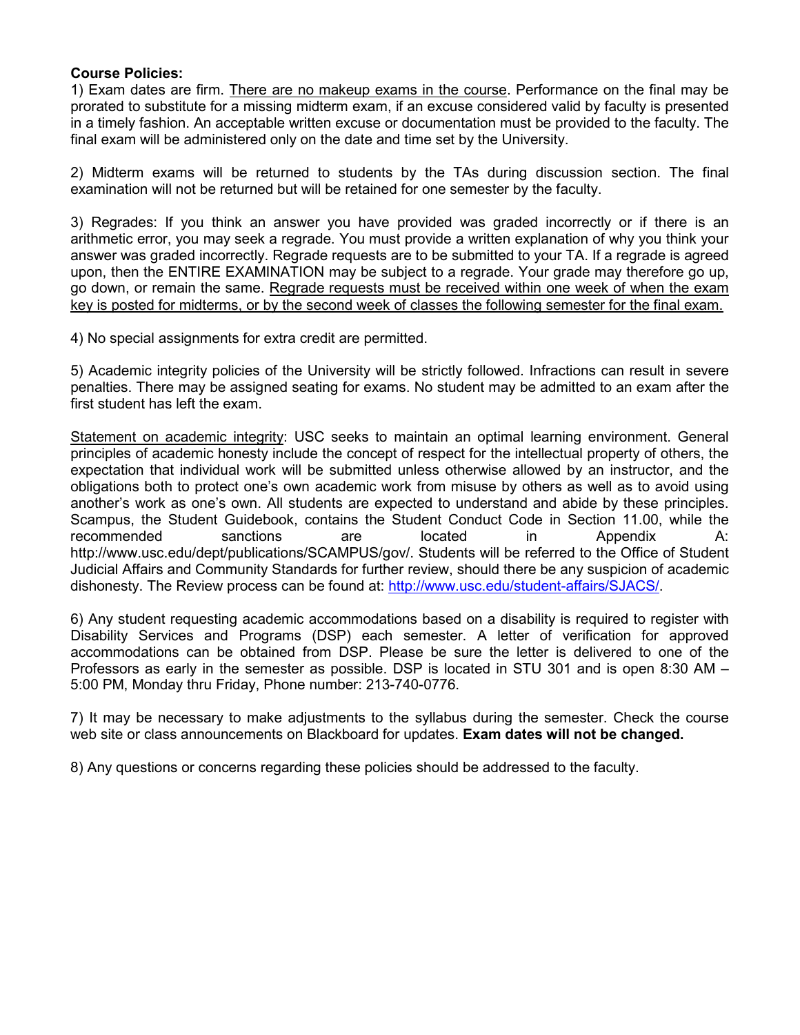**Course Policies:**

1) Exam dates are firm. There are no makeup exams in the course. Performance on the final may be prorated to substitute for a missing midterm exam, if an excuse considered valid by faculty is presented in a timely fashion. An acceptable written excuse or documentation must be provided to the faculty. The final exam will be administered only on the date and time set by the University.

2) Midterm exams will be returned to students by the TAs during discussion section. The final examination will not be returned but will be retained for one semester by the faculty.

3) Regrades: If you think an answer you have provided was graded incorrectly or if there is an arithmetic error, you may seek a regrade. You must provide a written explanation of why you think your answer was graded incorrectly. Regrade requests are to be submitted to your TA. If a regrade is agreed upon, then the ENTIRE EXAMINATION may be subject to a regrade. Your grade may therefore go up, go down, or remain the same. Regrade requests must be received within one week of when the exam key is posted for midterms, or by the second week of classes the following semester for the final exam.

4) No special assignments for extra credit are permitted.

5) Academic integrity policies of the University will be strictly followed. Infractions can result in severe penalties. There may be assigned seating for exams. No student may be admitted to an exam after the first student has left the exam.

Statement on academic integrity: USC seeks to maintain an optimal learning environment. General principles of academic honesty include the concept of respect for the intellectual property of others, the expectation that individual work will be submitted unless otherwise allowed by an instructor, and the obligations both to protect one's own academic work from misuse by others as well as to avoid using another's work as one's own. All students are expected to understand and abide by these principles. Scampus, the Student Guidebook, contains the Student Conduct Code in Section 11.00, while the recommended sanctions are located in Appendix A: http://www.usc.edu/dept/publications/SCAMPUS/gov/. Students will be referred to the Office of Student Judicial Affairs and Community Standards for further review, should there be any suspicion of academic dishonesty. The Review process can be found at: http://www.usc.edu/student-affairs/SJACS/.

6) Any student requesting academic accommodations based on a disability is required to register with Disability Services and Programs (DSP) each semester. A letter of verification for approved accommodations can be obtained from DSP. Please be sure the letter is delivered to one of the Professors as early in the semester as possible. DSP is located in STU 301 and is open 8:30 AM – 5:00 PM, Monday thru Friday, Phone number: 213-740-0776.

7) It may be necessary to make adjustments to the syllabus during the semester. Check the course web site or class announcements on Blackboard for updates. **Exam dates will not be changed.**

8) Any questions or concerns regarding these policies should be addressed to the faculty.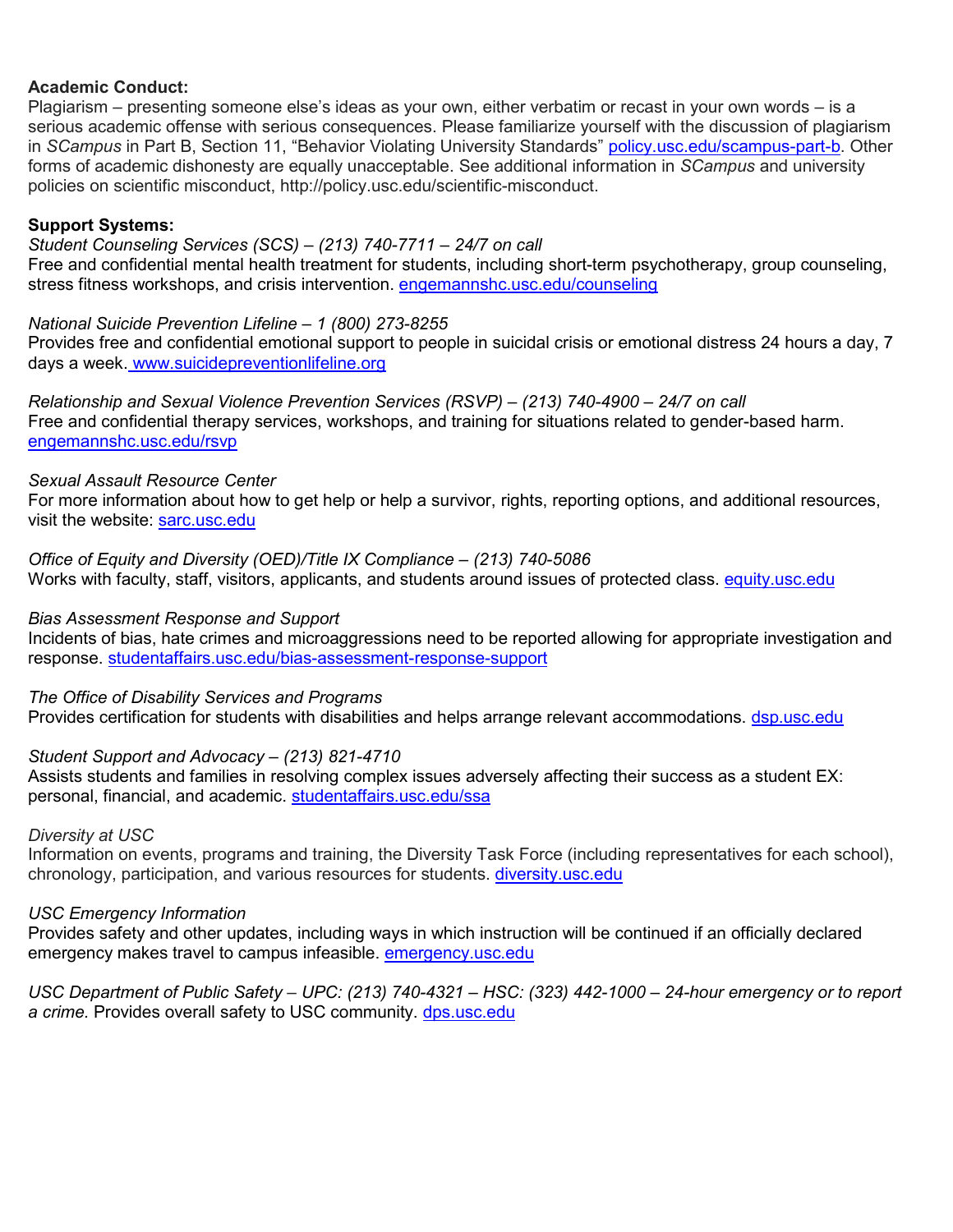**Academic Conduct:**
Plagiarism – presenting someone else's ideas as your own, either verbatim or recast in your own words – is a serious academic offense with serious consequences. Please familiarize yourself with the discussion of plagiarism in *SCampus* in Part B, Section 11, "Behavior Violating University Standards" policy.usc.edu/scampus-part-b. Other forms of academic dishonesty are equally unacceptable. See additional information in *SCampus* and university policies on scientific misconduct, http://policy.usc.edu/scientific-misconduct.

**Support Systems:**

*Student Counseling Services (SCS) – (213) 740-7711 – 24/7 on call*
Free and confidential mental health treatment for students, including short-term psychotherapy, group counseling, stress fitness workshops, and crisis intervention. engemannshc.usc.edu/counseling

*National Suicide Prevention Lifeline – 1 (800) 273-8255*
Provides free and confidential emotional support to people in suicidal crisis or emotional distress 24 hours a day, 7 days a week. www.suicidepreventionlifeline.org

*Relationship and Sexual Violence Prevention Services (RSVP) – (213) 740-4900 – 24/7 on call*
Free and confidential therapy services, workshops, and training for situations related to gender-based harm. engemannshc.usc.edu/rsvp

*Sexual Assault Resource Center*
For more information about how to get help or help a survivor, rights, reporting options, and additional resources, visit the website: sarc.usc.edu

*Office of Equity and Diversity (OED)/Title IX Compliance – (213) 740-5086*
Works with faculty, staff, visitors, applicants, and students around issues of protected class. equity.usc.edu

*Bias Assessment Response and Support*
Incidents of bias, hate crimes and microaggressions need to be reported allowing for appropriate investigation and response. studentaffairs.usc.edu/bias-assessment-response-support

*The Office of Disability Services and Programs*
Provides certification for students with disabilities and helps arrange relevant accommodations. dsp.usc.edu

*Student Support and Advocacy – (213) 821-4710*
Assists students and families in resolving complex issues adversely affecting their success as a student EX: personal, financial, and academic. studentaffairs.usc.edu/ssa

*Diversity at USC*
Information on events, programs and training, the Diversity Task Force (including representatives for each school), chronology, participation, and various resources for students. diversity.usc.edu

*USC Emergency Information*
Provides safety and other updates, including ways in which instruction will be continued if an officially declared emergency makes travel to campus infeasible. emergency.usc.edu

*USC Department of Public Safety – UPC: (213) 740-4321 – HSC: (323) 442-1000 – 24-hour emergency or to report a crime.* Provides overall safety to USC community. dps.usc.edu